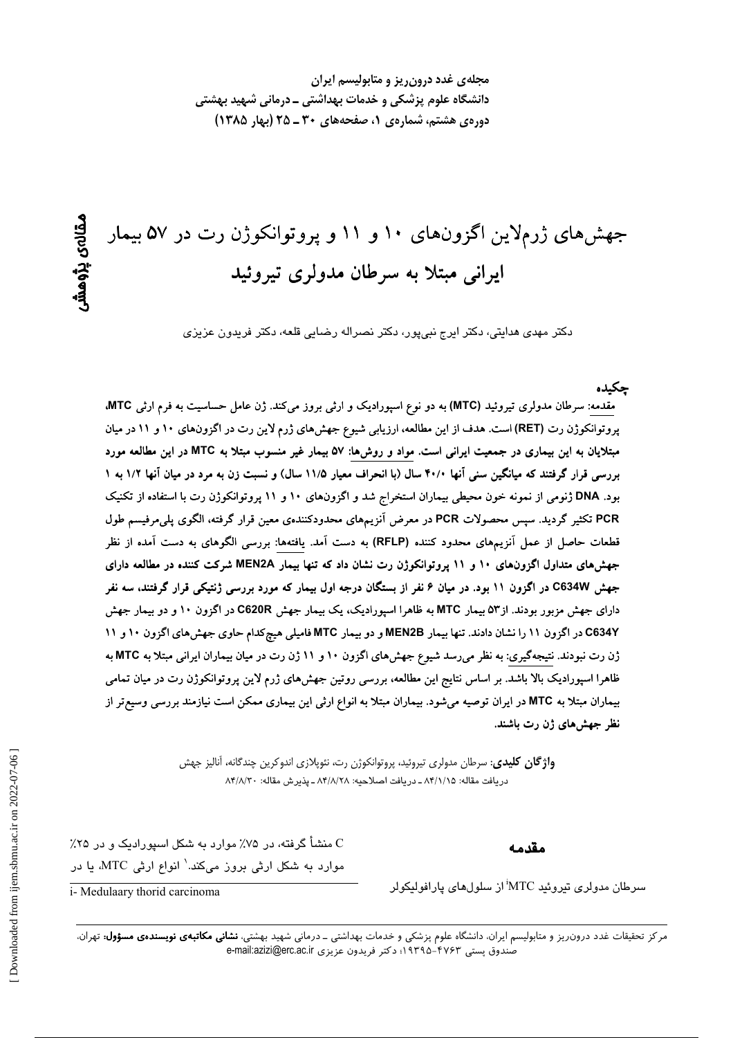# جهش‌های ژرم‌لاین اگزون‌های ۱۰ و ۱۱ و پروتوانکوژن رت در ۵۷ بیمار ایرانی مبتلا به سرطان مدولری تیروئید

**مقاله‌ی پژوهشی**

دکتر مهدی هدایتی، دکتر ایرج نبی‌پور، دکتر نصراله رضایی قلعه، دکتر فریدون عزیزی

## چکیده

مقدمه: سرطان مدولری تیروئید (MTC) به دو نوع اسپورادیک و ارثی بروز می‌کند. ژن عامل حساسیت به فرم ارثی MTC، پروتوانکوژن رت (RET) است. هدف از این مطالعه، ارزیابی شیوع جهش‌های ژرم لاین رت در اگزون‌های ۱۰ و ۱۱ در میان مبتلایان به این بیماری در جمعیت ایرانی است. **مواد و روش‌ها: ۵۷ بیمار غیر منسوب مبتلا به MTC در این مطالعه مورد بررسی قرار گرفتند که میانگین سنی آنها ۴۰/۰ سال (با انحراف معیار ۱۱/۵ سال) و نسبت زن به مرد در میان آنها ۱/۲ به ۱ بود. DNA ژنومی از نمونه خون محیطی بیماران استخراج شد و اگزون‌های ۱۰ و ۱۱ پروتوانکوژن رت با استفاده از تکنیک PCR تکثیر گردید. سپس محصولات PCR در معرض آنزیم‌های محدودکننده‌ی معین قرار گرفته، الگوی پلی‌مرفیسم طول قطعات حاصل از عمل آنزیم‌های محدود کننده (RFLP) به دست آمد. یافته‌ها: بررسی الگوهای به دست آمده از نظر جهش‌های متداول اگزون‌های ۱۰ و ۱۱ پروتوانکوژن رت نشان داد که تنها بیمار MEN2A شرکت کننده در مطالعه دارای جهش C634W در اگزون ۱۱ بود. در میان ۶ نفر از بستگان درجه اول بیمار که مورد بررسی ژنتیکی قرار گرفتند، سه نفر دارای جهش مزبور بودند. از۵۳ بیمار MTC به ظاهرا اسپورادیک، یک بیمار جهش C620R در اگزون ۱۰ و دو بیمار جهش C634Y در اگزون ۱۱ را نشان دادند. تنها بیمار MEN2B و دو بیمار MTC فامیلی هیچ‌کدام حاوی جهش‌های اگزون ۱۰ و ۱۱ ژن رت نبودند. نتیجه‌گیری: به نظر می‌رسد شیوع جهش‌های اگزون ۱۰ و ۱۱ ژن رت در میان بیماران ایرانی مبتلا به MTC به ظاهرا اسپورادیک بالا باشد. بر اساس نتایج این مطالعه، بررسی روتین جهش‌های ژرم لاین پروتوانکوژن رت در میان تمامی بیماران مبتلا به MTC در ایران توصیه می‌شود. بیماران مبتلا به انواع ارثی این بیماری ممکن است نیازمند بررسی وسیع‌تر از نظر جهش‌های ژن رت باشند.**

**واژگان کلیدی**: سرطان مدولری تیروئید، پروتوانکوژن رت، نئوپلازی اندوکرین چندگانه، آنالیز جهش

دریافت مقاله: ۸۴/۱/۱۵ ـ دریافت اصلاحیه: ۸۴/۸/۲۸ ـ پذیرش مقاله: ۸۴/۸/۳۰

## مقدمه

سرطان مدولری تیروئید MTC[i] از سلول‌های پارافولیکولر C منشأ گرفته، در ۷۵٪ موارد به شکل اسپورادیک و در ۲۵٪ موارد به شکل ارثی بروز می‌کند.[1] انواع ارثی MTC، یا در

i- Medulaary thorid carcinoma

مرکز تحقیقات غدد درون‌ریز و متابولیسم ایران، دانشگاه علوم پزشکی و خدمات بهداشتی ـ درمانی شهید بهشتی، **نشانی مکاتبه‌ی نویسنده‌ی مسؤول:** تهران، صندوق پستی ۴۷۶۳-۱۹۳۹۵؛ دکتر فریدون عزیزی e-mail:azizi@erc.ac.ir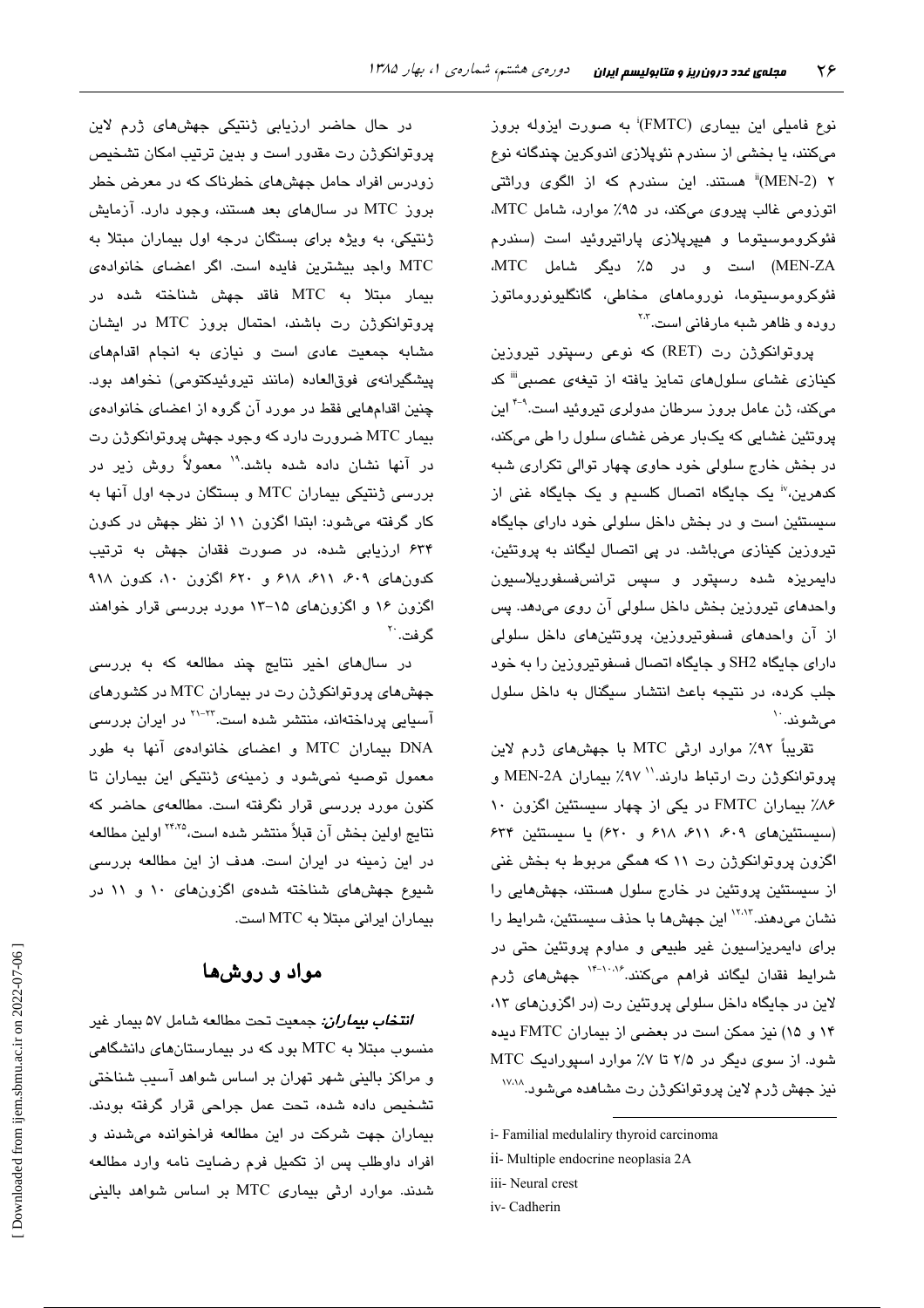نوع فامیلی این بیماری (FMTC)[i] به صورت ایزوله بروز می‌کنند، یا بخشی از سندرم نئوپلازی اندوکرین چندگانه نوع ۲ (MEN-2)[ii] هستند. این سندرم که از الگوی وراثتی اتوزومی غالب پیروی می‌کند، در ۹۵٪ موارد، شامل MTC، فئوکروموسیتوما و هیپرپلازی پاراتیروئید است (سندرم MEN-ZA) است و در ۵٪ دیگر شامل MTC، فئوکروموسیتوما، نوروماهای مخاطی، گانگلیونوروماتوز روده و ظاهر شبه مارفانی است.[۲،۳]

پروتوانکوژن رت (RET) که نوعی رسپتور تیروزین کینازی غشای سلول‌های تمایز یافته از تیغه‌ی عصبی[iii] کد می‌کند، ژن عامل بروز سرطان مدولری تیروئید است.[۴-۹] این پروتئین غشایی که یک‌بار عرض غشای سلول را طی می‌کند، در بخش خارج سلولی خود حاوی چهار توالی تکراری شبه کدهرین،[iv] یک جایگاه اتصال کلسیم و یک جایگاه غنی از سیستئین است و در بخش داخل سلولی خود دارای جایگاه تیروزین کینازی می‌باشد. در پی اتصال لیگاند به پروتئین، دایمریزه شده رسپتور و سپس ترانس‌فسفوریلاسیون واحدهای تیروزین بخش داخل سلولی آن روی می‌دهد. پس از آن واحدهای فسفوتیروزین، پروتئین‌های داخل سلولی دارای جایگاه SH2 و جایگاه اتصال فسفوتیروزین را به خود جلب کرده، در نتیجه باعث انتشار سیگنال به داخل سلول می‌شوند.[۱۰]

تقریباً ۹۲٪ موارد ارثی MTC با جهش‌های ژرم لاین پروتوانکوژن رت ارتباط دارند.[۱۱] ۹۷٪ بیماران MEN-2A و ۸۶٪ بیماران FMTC در یکی از چهار سیستئین اگزون ۱۰ (سیستئین‌های ۶۰۹، ۶۱۱، ۶۱۸ و ۶۲۰) یا سیستئین ۶۳۴ اگزون پروتوانکوژن رت ۱۱ که همگی مربوط به بخش غنی از سیستئین پروتئین در خارج سلول هستند، جهش‌هایی را نشان می‌دهند.[۱۲،۱۳] این جهش‌ها با حذف سیستئین، شرایط را برای دایمریزاسیون غیر طبیعی و مداوم پروتئین حتی در شرایط فقدان لیگاند فراهم می‌کنند.[۱۴-۱۰،۱۶] جهش‌های ژرم لاین در جایگاه داخل سلولی پروتئین رت (در اگزون‌های ۱۳، ۱۴ و ۱۵) نیز ممکن است در بعضی از بیماران FMTC دیده شود. از سوی دیگر در ۲/۵ تا ۷٪ موارد اسپورادیک MTC نیز جهش ژرم لاین پروتوانکوژن رت مشاهده می‌شود.[۱۷،۱۸]

در حال حاضر ارزیابی ژنتیکی جهش‌های ژرم لاین پروتوانکوژن رت مقدور است و بدین ترتیب امکان تشخیص زودرس افراد حامل جهش‌های خطرناک که در معرض خطر بروز MTC در سال‌های بعد هستند، وجود دارد. آزمایش ژنتیکی، به ویژه برای بستگان درجه اول بیماران مبتلا به MTC واجد بیشترین فایده است. اگر اعضای خانواده‌ی بیمار مبتلا به MTC فاقد جهش شناخته شده در پروتوانکوژن رت باشند، احتمال بروز MTC در ایشان مشابه جمعیت عادی است و نیازی به انجام اقدام‌های پیشگیرانه‌ی فوق‌العاده (مانند تیروئیدکتومی) نخواهد بود. چنین اقدام‌هایی فقط در مورد آن گروه از اعضای خانواده‌ی بیمار MTC ضرورت دارد که وجود جهش پروتوانکوژن رت در آنها نشان داده شده باشد.[۱۹] معمولاً روش زیر در بررسی ژنتیکی بیماران MTC و بستگان درجه اول آنها به کار گرفته می‌شود: ابتدا اگزون ۱۱ از نظر جهش در کدون ۶۳۴ ارزیابی شده، در صورت فقدان جهش به ترتیب کدون‌های ۶۰۹، ۶۱۱، ۶۱۸ و ۶۲۰ اگزون ۱۰، کدون ۹۱۸ اگزون ۱۶ و اگزون‌های ۱۵-۱۳ مورد بررسی قرار خواهند گرفت.[۲۰]

در سال‌های اخیر نتایج چند مطالعه که به بررسی جهش‌های پروتوانکوژن رت در بیماران MTC در کشورهای آسیایی پرداخته‌اند، منتشر شده است.[۲۱-۲۳] در ایران بررسی DNA بیماران MTC و اعضای خانواده‌ی آنها به طور معمول توصیه نمی‌شود و زمینه‌ی ژنتیکی این بیماران تا کنون مورد بررسی قرار نگرفته است. مطالعه‌ی حاضر که نتایج اولین بخش آن قبلاً منتشر شده است،[۲۴،۲۵] اولین مطالعه در این زمینه در ایران است. هدف از این مطالعه بررسی شیوع جهش‌های شناخته شده‌ی اگزون‌های ۱۰ و ۱۱ در بیماران ایرانی مبتلا به MTC است.

## مواد و روش‌ها

***انتخاب بیماران:*** جمعیت تحت مطالعه شامل ۵۷ بیمار غیر منسوب مبتلا به MTC بود که در بیمارستان‌های دانشگاهی و مراکز بالینی شهر تهران بر اساس شواهد آسیب شناختی تشخیص داده شده، تحت عمل جراحی قرار گرفته بودند. بیماران جهت شرکت در این مطالعه فراخوانده می‌شدند و افراد داوطلب پس از تکمیل فرم رضایت نامه وارد مطالعه شدند. موارد ارثی بیماری MTC بر اساس شواهد بالینی

---

i- Familial medulaliry thyroid carcinoma

ii- Multiple endocrine neoplasia 2A

iii- Neural crest

iv- Cadherin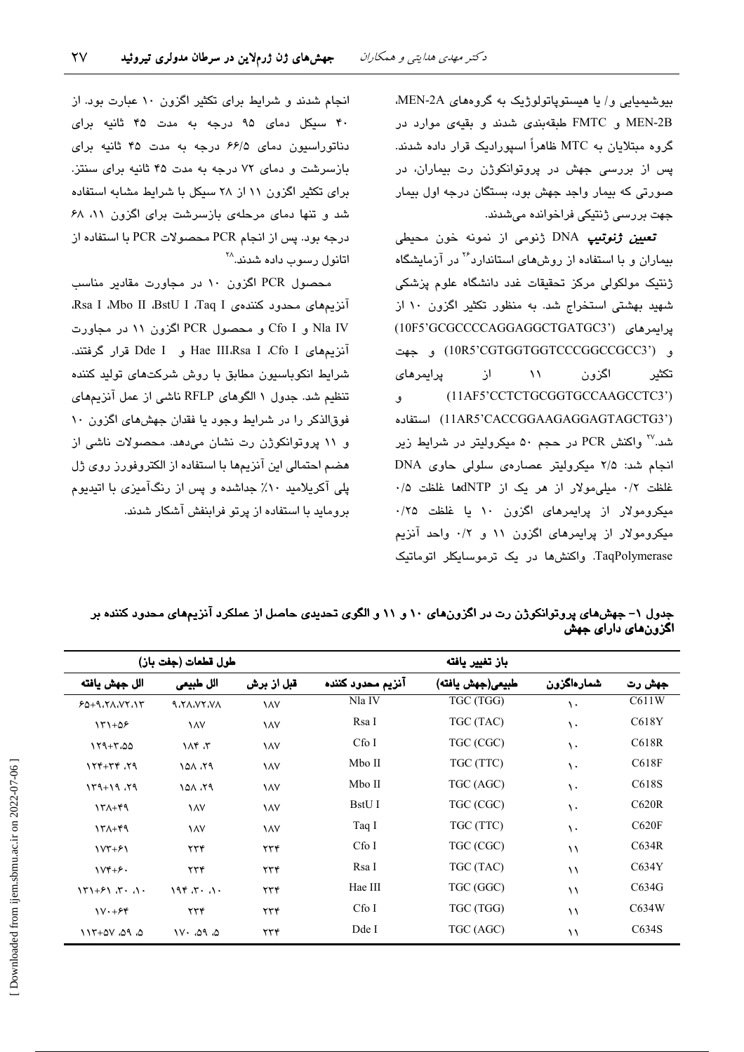بیوشیمیایی و/ یا هیستوپاتولوژیک به گروه‌های MEN-2A، MEN-2B و FMTC طبقه‌بندی شدند و بقیه‌ی موارد در گروه مبتلایان به MTC ظاهراً اسپورادیک قرار داده شدند. پس از بررسی جهش در پروتوانکوژن رت بیماران، در صورتی که بیمار واجد جهش بود، بستگان درجه اول بیمار جهت بررسی ژنتیکی فراخوانده می‌شدند.

***تعیین ژنوتیپ*** DNA ژنومی از نمونه خون محیطی بیماران و با استفاده از روش‌های استاندارد[26] در آزمایشگاه ژنتیک مولکولی مرکز تحقیقات غدد دانشگاه علوم پزشکی شهید بهشتی استخراج شد. به منظور تکثیر اگزون ۱۰ از پرایمرهای (10F5'GCGCCCCAGGAGGCTGATGC3') و (10R5'CGTGGTGGTCCCGGCCGCC3') و جهت تکثیر اگزون ۱۱ از پرایمرهای (11AF5'CCTCTGCGGTGCCAAGCCTC3') و (11AR5'CACCGGAAGAGGAGTAGCTG3') استفاده شد.[27] واکنش PCR در حجم ۵۰ میکرولیتر در شرایط زیر انجام شد: ۲/۵ میکرولیتر عصاره‌ی سلولی حاوی DNA غلظت ۰/۲ میلی‌مولار از هر یک از dNTPها غلظت ۰/۵ میکرومولار از پرایمرهای اگزون ۱۰ یا غلظت ۰/۲۵ میکرومولار از پرایمرهای اگزون ۱۱ و ۰/۲ واحد آنزیم TaqPolymerase. واکنش‌ها در یک ترموسایکلر اتوماتیک انجام شدند و شرایط برای تکثیر اگزون ۱۰ عبارت بود. از ۴۰ سیکل دمای ۹۵ درجه به مدت ۴۵ ثانیه برای دناتوراسیون دمای ۶۶/۵ درجه به مدت ۴۵ ثانیه برای بازسرشت و دمای ۷۲ درجه به مدت ۴۵ ثانیه برای سنتز. برای تکثیر اگزون ۱۱ از ۲۸ سیکل با شرایط مشابه استفاده شد و تنها دمای مرحله‌ی بازسرشت برای اگزون ۱۱، ۶۸ درجه بود. پس از انجام PCR محصولات PCR با استفاده از اتانول رسوب داده شدند.[28]

محصول PCR اگزون ۱۰ در مجاورت مقادیر مناسب آنزیم‌های محدود کننده‌ی Taq I، BstU I، Mbo II، Rsa I، Nla IV و Cfo I و محصول PCR اگزون ۱۱ در مجاورت آنزیم‌های Cfo I، Rsa I، Hae III و Dde I قرار گرفتند. شرایط انکوباسیون مطابق با روش شرکت‌های تولید کننده تنظیم شد. جدول ۱ الگوهای RFLP ناشی از عمل آنزیم‌های فوق‌الذکر را در شرایط وجود یا فقدان جهش‌های اگزون ۱۰ و ۱۱ پروتوانکوژن رت نشان می‌دهد. محصولات ناشی از هضم احتمالی این آنزیم‌ها با استفاده از الکتروفورز روی ژل پلی آکریلامید ۱۰٪ جداشده و پس از رنگ‌آمیزی با اتیدیوم بروماید با استفاده از پرتو فرابنفش آشکار شدند.

**جدول ۱- جهش‌های پروتوانکوژن رت در اگزون‌های ۱۰ و ۱۱ و الگوی تحدیدی حاصل از عملکرد آنزیم‌های محدود کننده بر اگزون‌های دارای جهش**

| جهش رت | شماره‌اگزون | باز تغییر یافته طبیعی(جهش یافته) | آنزیم محدود کننده | طول قطعات (جفت باز) قبل از برش | الل طبیعی | الل جهش یافته |
|---|---|---|---|---|---|---|
| C611W | ۱۰ | TGC (TGG) | Nla IV | ۱۸۷ | ۹،۲۸،۷۲،۷۸ | ۶۵+۹،۲۸،۷۲،۱۳ |
| C618Y | ۱۰ | TGC (TAC) | Rsa I | ۱۸۷ | ۱۸۷ | ۱۳۱+۵۶ |
| C618R | ۱۰ | TGC (CGC) | Cfo I | ۱۸۷ | ۱۸۴ ،۳ | ۱۲۹+۳،۵۵ |
| C618F | ۱۰ | TGC (TTC) | Mbo II | ۱۸۷ | ۱۵۸ ،۲۹ | ۱۲۴+۳۴ ،۲۹ |
| C618S | ۱۰ | TGC (AGC) | Mbo II | ۱۸۷ | ۱۵۸ ،۲۹ | ۱۳۹+۱۹ ،۲۹ |
| C620R | ۱۰ | TGC (CGC) | BstU I | ۱۸۷ | ۱۸۷ | ۱۳۸+۴۹ |
| C620F | ۱۰ | TGC (TTC) | Taq I | ۱۸۷ | ۱۸۷ | ۱۳۸+۴۹ |
| C634R | ۱۱ | TGC (CGC) | Cfo I | ۲۳۴ | ۲۳۴ | ۱۷۳+۶۱ |
| C634Y | ۱۱ | TGC (TAC) | Rsa I | ۲۳۴ | ۲۳۴ | ۱۷۴+۶۰ |
| C634G | ۱۱ | TGC (GGC) | Hae III | ۲۳۴ | ۱۹۴ ،۳۰ ،۱۰ | ۱۳۱+۶۱ ،۳۰ ،۱۰ |
| C634W | ۱۱ | TGC (TGG) | Cfo I | ۲۳۴ | ۲۳۴ | ۱۷۰+۶۴ |
| C634S | ۱۱ | TGC (AGC) | Dde I | ۲۳۴ | ۱۷۰ ،۵۹ ،۵ | ۱۱۳+۵۷ ،۵۹ ،۵ |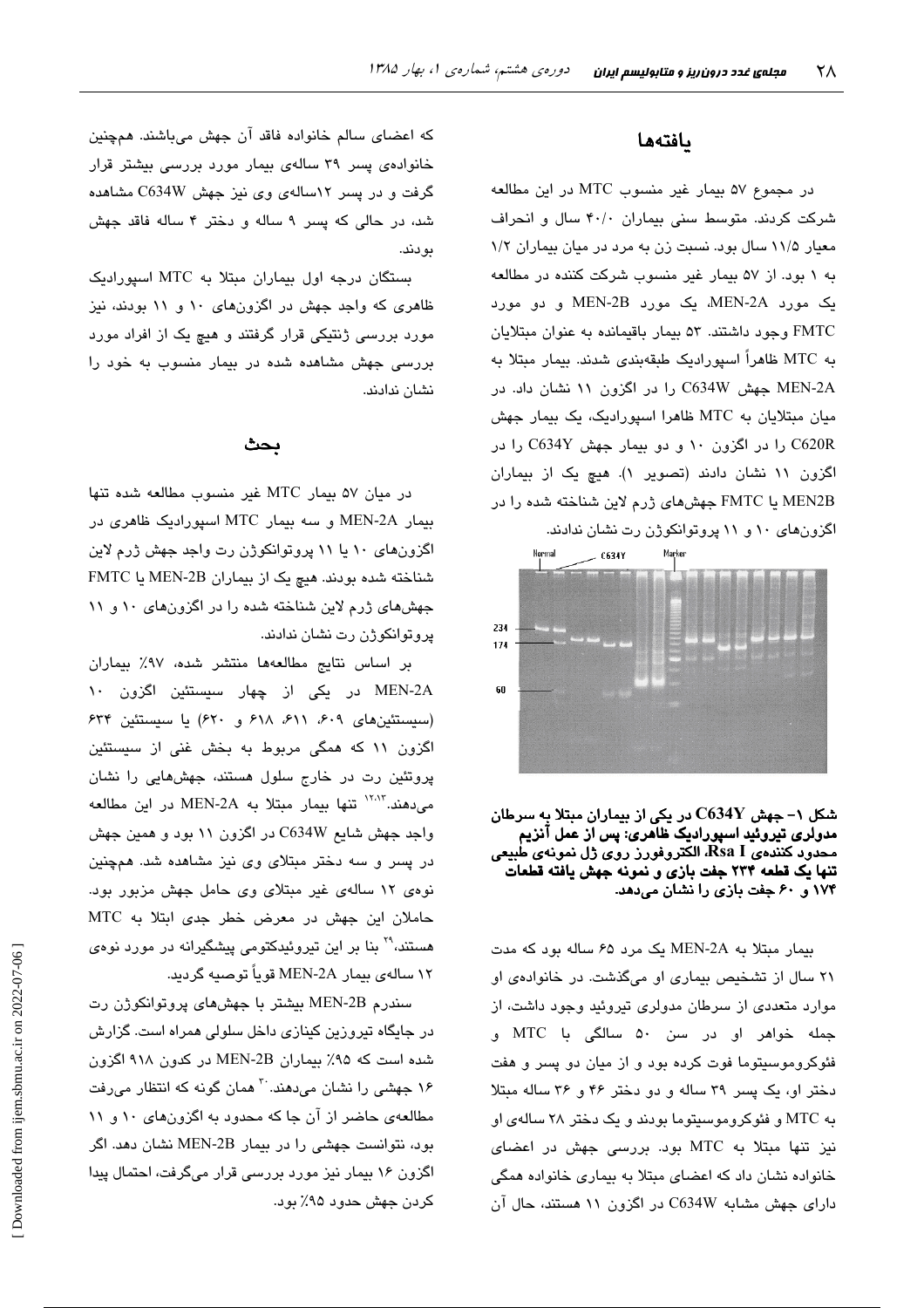## یافته‌ها

در مجموع ۵۷ بیمار غیر منسوب MTC در این مطالعه شرکت کردند. متوسط سنی بیماران ۴۰/۰ سال و انحراف معیار ۱۱/۵ سال بود. نسبت زن به مرد در میان بیماران ۱/۲ به ۱ بود. از ۵۷ بیمار غیر منسوب شرکت کننده در مطالعه یک مورد MEN-2A، یک مورد MEN-2B و دو مورد FMTC وجود داشتند. ۵۳ بیمار باقیمانده به عنوان مبتلایان به MTC ظاهراً اسپورادیک طبقه‌بندی شدند. بیمار مبتلا به MEN-2A جهش C634W را در اگزون ۱۱ نشان داد. در میان مبتلایان به MTC ظاهرا اسپورادیک، یک بیمار جهش C620R را در اگزون ۱۰ و دو بیمار جهش C634Y را در اگزون ۱۱ نشان دادند (تصویر ۱). هیچ یک از بیماران MEN2B یا FMTC جهش‌های ژرم لاین شناخته شده را در اگزون‌های ۱۰ و ۱۱ پروتوانکوژن رت نشان ندادند.

**شکل ۱- جهش C634Y در یکی از بیماران مبتلا به سرطان مدولری تیروئید اسپورادیک ظاهری؛ پس از عمل آنزیم محدود کننده‌ی Rsa I، الکتروفورز روی ژل نمونه‌ی طبیعی تنها یک قطعه ۲۳۴ جفت بازی و نمونه جهش یافته قطعات ۱۷۴ و ۶۰ جفت بازی را نشان می‌دهد.**

بیمار مبتلا به MEN-2A یک مرد ۶۵ ساله بود که مدت ۲۱ سال از تشخیص بیماری او می‌گذشت. در خانواده‌ی او موارد متعددی از سرطان مدولری تیروئید وجود داشت، از جمله خواهر او در سن ۵۰ سالگی با MTC و فئوکروموسیتوما فوت کرده بود و از میان دو پسر و هفت دختر او، یک پسر ۳۹ ساله و دو دختر ۴۶ و ۳۶ ساله مبتلا به MTC و فئوکروموسیتوما بودند و یک دختر ۲۸ ساله‌ی او نیز تنها مبتلا به MTC بود. بررسی جهش در اعضای خانواده نشان داد که اعضای مبتلا به بیماری خانواده همگی دارای جهش مشابه C634W در اگزون ۱۱ هستند، حال آن که اعضای سالم خانواده فاقد آن جهش می‌باشند. همچنین خانواده‌ی پسر ۳۹ ساله‌ی بیمار مورد بررسی بیشتر قرار گرفت و در پسر ۱۲ساله‌ی وی نیز جهش C634W مشاهده شد، در حالی که پسر ۹ ساله و دختر ۴ ساله فاقد جهش بودند.

بستگان درجه اول بیماران مبتلا به MTC اسپورادیک ظاهری که واجد جهش در اگزون‌های ۱۰ و ۱۱ بودند، نیز مورد بررسی ژنتیکی قرار گرفتند و هیچ یک از افراد مورد بررسی جهش مشاهده شده در بیمار منسوب به خود را نشان ندادند.

## بحث

در میان ۵۷ بیمار MTC غیر منسوب مطالعه شده تنها بیمار MEN-2A و سه بیمار MTC اسپورادیک ظاهری در اگزون‌های ۱۰ یا ۱۱ پروتوانکوژن رت واجد جهش ژرم لاین شناخته شده بودند. هیچ یک از بیماران MEN-2B یا FMTC جهش‌های ژرم لاین شناخته شده را در اگزون‌های ۱۰ و ۱۱ پروتوانکوژن رت نشان ندادند.

بر اساس نتایج مطالعه‌ها منتشر شده، ۹۷٪ بیماران MEN-2A در یکی از چهار سیستئین اگزون ۱۰ (سیستئین‌های ۶۰۹، ۶۱۱، ۶۱۸ و ۶۲۰) یا سیستئین ۶۳۴ اگزون ۱۱ که همگی مربوط به بخش غنی از سیستئین پروتئین رت در خارج سلول هستند، جهش‌هایی را نشان می‌دهند.[12,13] تنها بیمار مبتلا به MEN-2A در این مطالعه واجد جهش شایع C634W در اگزون ۱۱ بود و همین جهش در پسر و سه دختر مبتلای وی نیز مشاهده شد. همچنین نوه‌ی ۱۲ ساله‌ی غیر مبتلای وی حامل جهش مزبور بود. حاملان این جهش در معرض خطر جدی ابتلا به MTC هستند،[29] بنا بر این تیروئیدکتومی پیشگیرانه در مورد نوه‌ی ۱۲ ساله‌ی بیمار MEN-2A قویاً توصیه گردید.

سندرم MEN-2B بیشتر با جهش‌های پروتوانکوژن رت در جایگاه تیروزین کینازی داخل سلولی همراه است. گزارش شده است که ۹۵٪ بیماران MEN-2B در کدون ۹۱۸ اگزون ۱۶ جهشی را نشان می‌دهند.[30] همان گونه که انتظار می‌رفت مطالعه‌ی حاضر از آن جا که محدود به اگزون‌های ۱۰ و ۱۱ بود، نتوانست جهشی را در بیمار MEN-2B نشان دهد. اگر اگزون ۱۶ بیمار نیز مورد بررسی قرار می‌گرفت، احتمال پیدا کردن جهش حدود ۹۵٪ بود.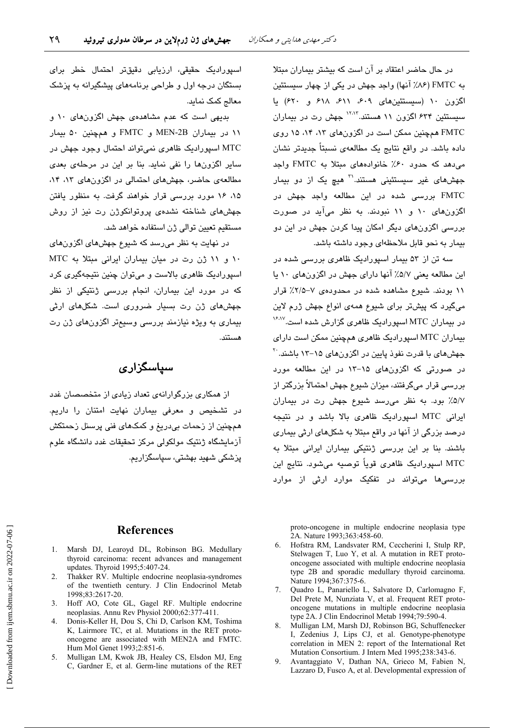در حال حاضر اعتقاد بر آن است که بیشتر بیماران مبتلا به FMTC (۸۶٪ آنها) واجد جهش در یکی از چهار سیستئین اگزون ۱۰ (سیستئین‌های ۶۰۹، ۶۱۱، ۶۱۸ و ۶۲۰) یا سیستئین ۶۳۴ اگزون ۱۱ هستند.[۱۲،۱۳] جهش رت در بیماران FMTC همچنین ممکن است در اگزون‌های ۱۳، ۱۴، ۱۵ روی داده باشد. در واقع نتایج یک مطالعه‌ی نسبتاً جدیدتر نشان می‌دهد که حدود ۶۰٪ خانواده‌های مبتلا به FMTC واجد جهش‌های غیر سیستئینی هستند.[۳۱] هیچ یک از دو بیمار FMTC بررسی شده در این مطالعه واجد جهش در اگزون‌های ۱۰ و ۱۱ نبودند. به نظر می‌آید در صورت بررسی اگزون‌های دیگر امکان پیدا کردن جهش در این دو بیمار به نحو قابل ملاحظه‌ای وجود داشته باشد.

سه تن از ۵۳ بیمار اسپورادیک ظاهری بررسی شده در این مطالعه یعنی ۵/۷٪ آنها دارای جهش در اگزون‌های ۱۰ یا ۱۱ بودند. شیوع مشاهده شده در محدوده‌ی ۷-۲/۵٪ قرار می‌گیرد که پیشتر برای شیوع همه‌ی انواع جهش ژرم لاین در بیماران MTC اسپورادیک ظاهری گزارش شده است.[۱۶،۱۷] بیماران MTC اسپورادیک ظاهری همچنین ممکن است دارای جهش‌های با قدرت نفوذ پایین در اگزون‌های ۱۵-۱۳ باشند.[۲۰] در صورتی که اگزون‌های ۱۵-۱۳ در این مطالعه مورد بررسی قرار می‌گرفتند، میزان شیوع جهش احتمالاً بزرگتر از ۵/۷٪ بود. به نظر می‌رسد شیوع جهش رت در بیماران ایرانی MTC اسپورادیک ظاهری بالا باشد و در نتیجه درصد بزرگی از آنها در واقع مبتلا به شکل‌های ارثی بیماری باشند. بنا بر این بررسی ژنتیکی بیماران ایرانی مبتلا به MTC اسپورادیک ظاهری قویاً توصیه می‌شود. نتایج این بررسی‌ها می‌تواند در تفکیک موارد ارثی از موارد اسپورادیک حقیقی، ارزیابی دقیق‌تر احتمال خطر برای بستگان درجه اول و طراحی برنامه‌های پیشگیرانه به پزشک معالج کمک نماید.

بدیهی است که عدم مشاهده‌ی جهش اگزون‌های ۱۰ و ۱۱ در بیماران MEN-2B و FMTC و همچنین ۵۰ بیمار MTC اسپورادیک ظاهری نمی‌تواند احتمال وجود جهش در سایر اگزون‌ها را نفی نماید. بنا بر این در مرحله‌ی بعدی مطالعه‌ی حاضر، جهش‌های احتمالی در اگزون‌های ۱۳، ۱۴، ۱۵، ۱۶ مورد بررسی قرار خواهند گرفت. به منظور یافتن جهش‌های شناخته نشده‌ی پروتوانکوژن رت نیز از روش مستقیم تعیین توالی ژن استفاده خواهد شد.

در نهایت به نظر می‌رسد که شیوع جهش‌های اگزون‌های ۱۰ و ۱۱ ژن رت در میان بیماران ایرانی مبتلا به MTC اسپورادیک ظاهری بالاست و می‌توان چنین نتیجه‌گیری کرد که در مورد این بیماران، انجام بررسی ژنتیکی از نظر جهش‌های ژن رت بسیار ضروری است. شکل‌های ارثی بیماری به ویژه نیازمند بررسی وسیع‌تر اگزون‌های ژن رت هستند.

## سپاسگزاری

از همکاری بزرگوارانه‌ی تعداد زیادی از متخصصان غدد در تشخیص و معرفی بیماران نهایت امتنان را داریم. همچنین از زحمات بی‌دریغ و کمک‌های فنی پرسنل زحمتکش آزمایشگاه ژنتیک مولکولی مرکز تحقیقات غدد دانشگاه علوم پزشکی شهید بهشتی، سپاسگزاریم.

## References

1. Marsh DJ, Learoyd DL, Robinson BG. Medullary thyroid carcinoma: recent advances and management updates. Thyroid 1995;5:407-24.
2. Thakker RV. Multiple endocrine neoplasia-syndromes of the twentieth century. J Clin Endocrinol Metab 1998;83:2617-20.
3. Hoff AO, Cote GL, Gagel RF. Multiple endocrine neoplasias. Annu Rev Physiol 2000;62:377-411.
4. Donis-Keller H, Dou S, Chi D, Carlson KM, Toshima K, Lairmore TC, et al. Mutations in the RET proto-oncogene are associated with MEN2A and FMTC. Hum Mol Genet 1993;2:851-6.
5. Mulligan LM, Kwok JB, Healey CS, Elsdon MJ, Eng C, Gardner E, et al. Germ-line mutations of the RET proto-oncogene in multiple endocrine neoplasia type 2A. Nature 1993;363:458-60.
6. Hofstra RM, Landsvater RM, Ceccherini I, Stulp RP, Stelwagen T, Luo Y, et al. A mutation in RET proto-oncogene associated with multiple endocrine neoplasia type 2B and sporadic medullary thyroid carcinoma. Nature 1994;367:375-6.
7. Quadro L, Panariello L, Salvatore D, Carlomagno F, Del Prete M, Nunziata V, et al. Frequent RET proto-oncogene mutations in multiple endocrine neoplasia type 2A. J Clin Endocrinol Metab 1994;79:590-4.
8. Mulligan LM, Marsh DJ, Robinson BG, Schuffenecker I, Zedenius J, Lips CJ, et al. Genotype-phenotype correlation in MEN 2: report of the International Ret Mutation Consortium. J Intern Med 1995;238:343-6.
9. Avantaggiato V, Dathan NA, Grieco M, Fabien N, Lazzaro D, Fusco A, et al. Developmental expression of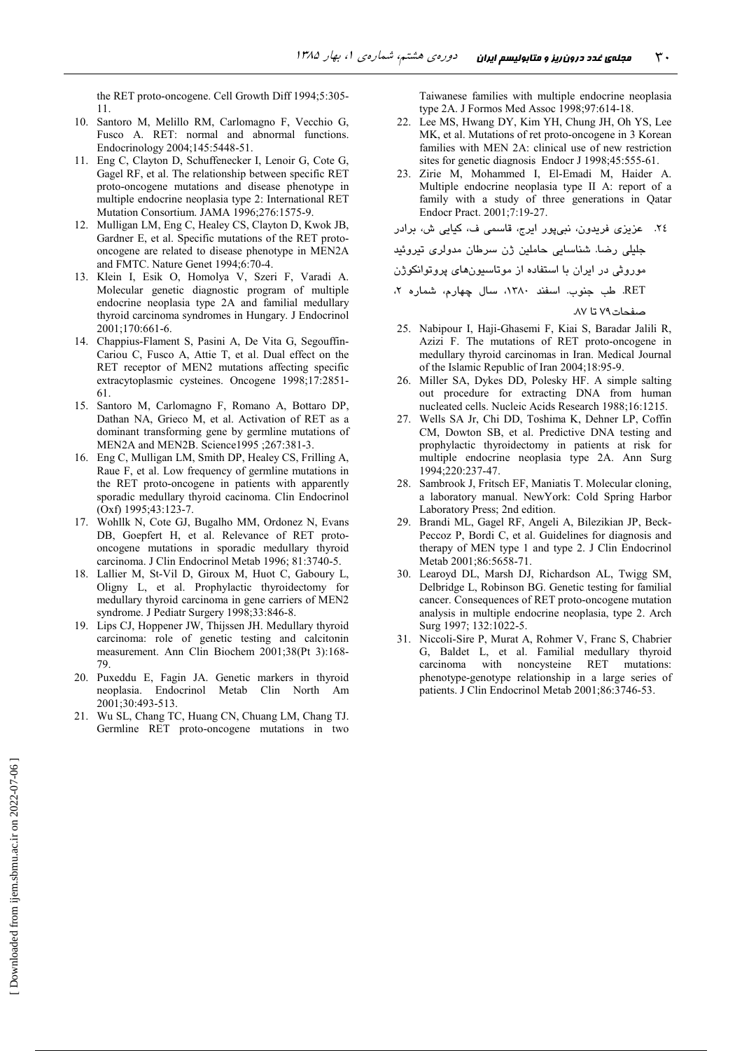the RET proto-oncogene. Cell Growth Diff 1994;5:305-11.

10. Santoro M, Melillo RM, Carlomagno F, Vecchio G, Fusco A. RET: normal and abnormal functions. Endocrinology 2004;145:5448-51.
11. Eng C, Clayton D, Schuffenecker I, Lenoir G, Cote G, Gagel RF, et al. The relationship between specific RET proto-oncogene mutations and disease phenotype in multiple endocrine neoplasia type 2: International RET Mutation Consortium. JAMA 1996;276:1575-9.
12. Mulligan LM, Eng C, Healey CS, Clayton D, Kwok JB, Gardner E, et al. Specific mutations of the RET proto-oncogene are related to disease phenotype in MEN2A and FMTC. Nature Genet 1994;6:70-4.
13. Klein I, Esik O, Homolya V, Szeri F, Varadi A. Molecular genetic diagnostic program of multiple endocrine neoplasia type 2A and familial medullary thyroid carcinoma syndromes in Hungary. J Endocrinol 2001;170:661-6.
14. Chappius-Flament S, Pasini A, De Vita G, Segouffin-Cariou C, Fusco A, Attie T, et al. Dual effect on the RET receptor of MEN2 mutations affecting specific extracytoplasmic cysteines. Oncogene 1998;17:2851-61.
15. Santoro M, Carlomagno F, Romano A, Bottaro DP, Dathan NA, Grieco M, et al. Activation of RET as a dominant transforming gene by germline mutations of MEN2A and MEN2B. Science1995 ;267:381-3.
16. Eng C, Mulligan LM, Smith DP, Healey CS, Frilling A, Raue F, et al. Low frequency of germline mutations in the RET proto-oncogene in patients with apparently sporadic medullary thyroid cacinoma. Clin Endocrinol (Oxf) 1995;43:123-7.
17. Wohllk N, Cote GJ, Bugalho MM, Ordonez N, Evans DB, Goepfert H, et al. Relevance of RET proto-oncogene mutations in sporadic medullary thyroid carcinoma. J Clin Endocrinol Metab 1996; 81:3740-5.
18. Lallier M, St-Vil D, Giroux M, Huot C, Gaboury L, Oligny L, et al. Prophylactic thyroidectomy for medullary thyroid carcinoma in gene carriers of MEN2 syndrome. J Pediatr Surgery 1998;33:846-8.
19. Lips CJ, Hoppener JW, Thijssen JH. Medullary thyroid carcinoma: role of genetic testing and calcitonin measurement. Ann Clin Biochem 2001;38(Pt 3):168-79.
20. Puxeddu E, Fagin JA. Genetic markers in thyroid neoplasia. Endocrinol Metab Clin North Am 2001;30:493-513.
21. Wu SL, Chang TC, Huang CN, Chuang LM, Chang TJ. Germline RET proto-oncogene mutations in two Taiwanese families with multiple endocrine neoplasia type 2A. J Formos Med Assoc 1998;97:614-18.
22. Lee MS, Hwang DY, Kim YH, Chung JH, Oh YS, Lee MK, et al. Mutations of ret proto-oncogene in 3 Korean families with MEN 2A: clinical use of new restriction sites for genetic diagnosis Endocr J 1998;45:555-61.
23. Zirie M, Mohammed I, El-Emadi M, Haider A. Multiple endocrine neoplasia type II A: report of a family with a study of three generations in Qatar Endocr Pract. 2001;7:19-27.
24. عزیزی فریدون، نبی‌پور ایرج، قاسمی ف، کیایی ش، برادر جلیلی رضا. شناسایی حاملین ژن سرطان مدولری تیروئید موروثی در ایران با استفاده از موتاسیون‌های پروتوانکوژن RET. طب جنوب. اسفند ۱۳۸۰، سال چهارم، شماره ۲، صفحات ۷۹ تا ۸۷.
25. Nabipour I, Haji-Ghasemi F, Kiai S, Baradar Jalili R, Azizi F. The mutations of RET proto-oncogene in medullary thyroid carcinomas in Iran. Medical Journal of the Islamic Republic of Iran 2004;18:95-9.
26. Miller SA, Dykes DD, Polesky HF. A simple salting out procedure for extracting DNA from human nucleated cells. Nucleic Acids Research 1988;16:1215.
27. Wells SA Jr, Chi DD, Toshima K, Dehner LP, Coffin CM, Dowton SB, et al. Predictive DNA testing and prophylactic thyroidectomy in patients at risk for multiple endocrine neoplasia type 2A. Ann Surg 1994;220:237-47.
28. Sambrook J, Fritsch EF, Maniatis T. Molecular cloning, a laboratory manual. NewYork: Cold Spring Harbor Laboratory Press; 2nd edition.
29. Brandi ML, Gagel RF, Angeli A, Bilezikian JP, Beck-Peccoz P, Bordi C, et al. Guidelines for diagnosis and therapy of MEN type 1 and type 2. J Clin Endocrinol Metab 2001;86:5658-71.
30. Learoyd DL, Marsh DJ, Richardson AL, Twigg SM, Delbridge L, Robinson BG. Genetic testing for familial cancer. Consequences of RET proto-oncogene mutation analysis in multiple endocrine neoplasia, type 2. Arch Surg 1997; 132:1022-5.
31. Niccoli-Sire P, Murat A, Rohmer V, Franc S, Chabrier G, Baldet L, et al. Familial medullary thyroid carcinoma with noncysteine RET mutations: phenotype-genotype relationship in a large series of patients. J Clin Endocrinol Metab 2001;86:3746-53.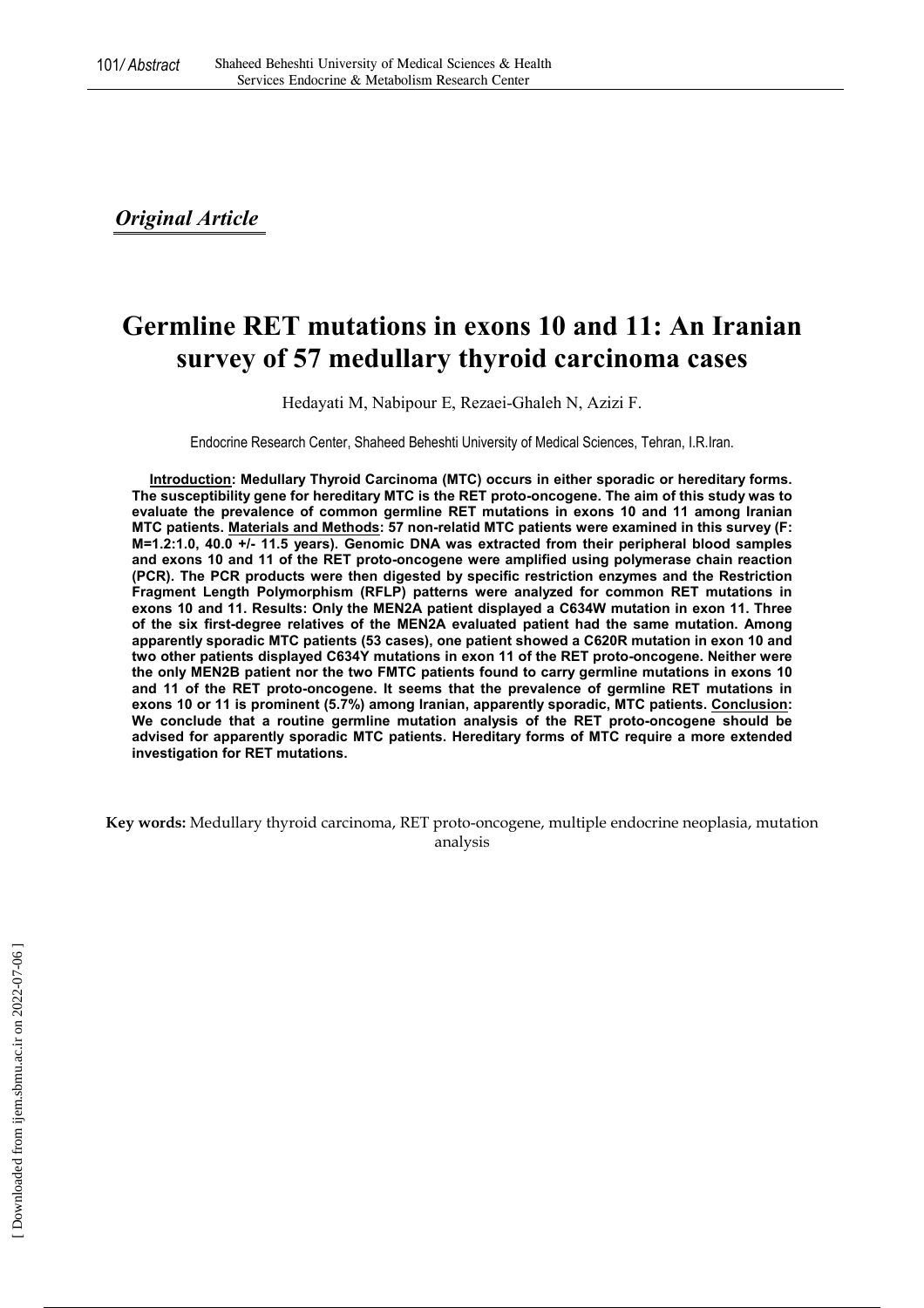*Original Article*

# Germline RET mutations in exons 10 and 11: An Iranian survey of 57 medullary thyroid carcinoma cases

Hedayati M, Nabipour E, Rezaei-Ghaleh N, Azizi F.

Endocrine Research Center, Shaheed Beheshti University of Medical Sciences, Tehran, I.R.Iran.

**Introduction: Medullary Thyroid Carcinoma (MTC) occurs in either sporadic or hereditary forms. The susceptibility gene for hereditary MTC is the RET proto-oncogene. The aim of this study was to evaluate the prevalence of common germline RET mutations in exons 10 and 11 among Iranian MTC patients. Materials and Methods: 57 non-relatid MTC patients were examined in this survey (F: M=1.2:1.0, 40.0 +/- 11.5 years). Genomic DNA was extracted from their peripheral blood samples and exons 10 and 11 of the RET proto-oncogene were amplified using polymerase chain reaction (PCR). The PCR products were then digested by specific restriction enzymes and the Restriction Fragment Length Polymorphism (RFLP) patterns were analyzed for common RET mutations in exons 10 and 11. Results: Only the MEN2A patient displayed a C634W mutation in exon 11. Three of the six first-degree relatives of the MEN2A evaluated patient had the same mutation. Among apparently sporadic MTC patients (53 cases), one patient showed a C620R mutation in exon 10 and two other patients displayed C634Y mutations in exon 11 of the RET proto-oncogene. Neither were the only MEN2B patient nor the two FMTC patients found to carry germline mutations in exons 10 and 11 of the RET proto-oncogene. It seems that the prevalence of germline RET mutations in exons 10 or 11 is prominent (5.7%) among Iranian, apparently sporadic, MTC patients. Conclusion: We conclude that a routine germline mutation analysis of the RET proto-oncogene should be advised for apparently sporadic MTC patients. Hereditary forms of MTC require a more extended investigation for RET mutations.**

**Key words:** Medullary thyroid carcinoma, RET proto-oncogene, multiple endocrine neoplasia, mutation analysis